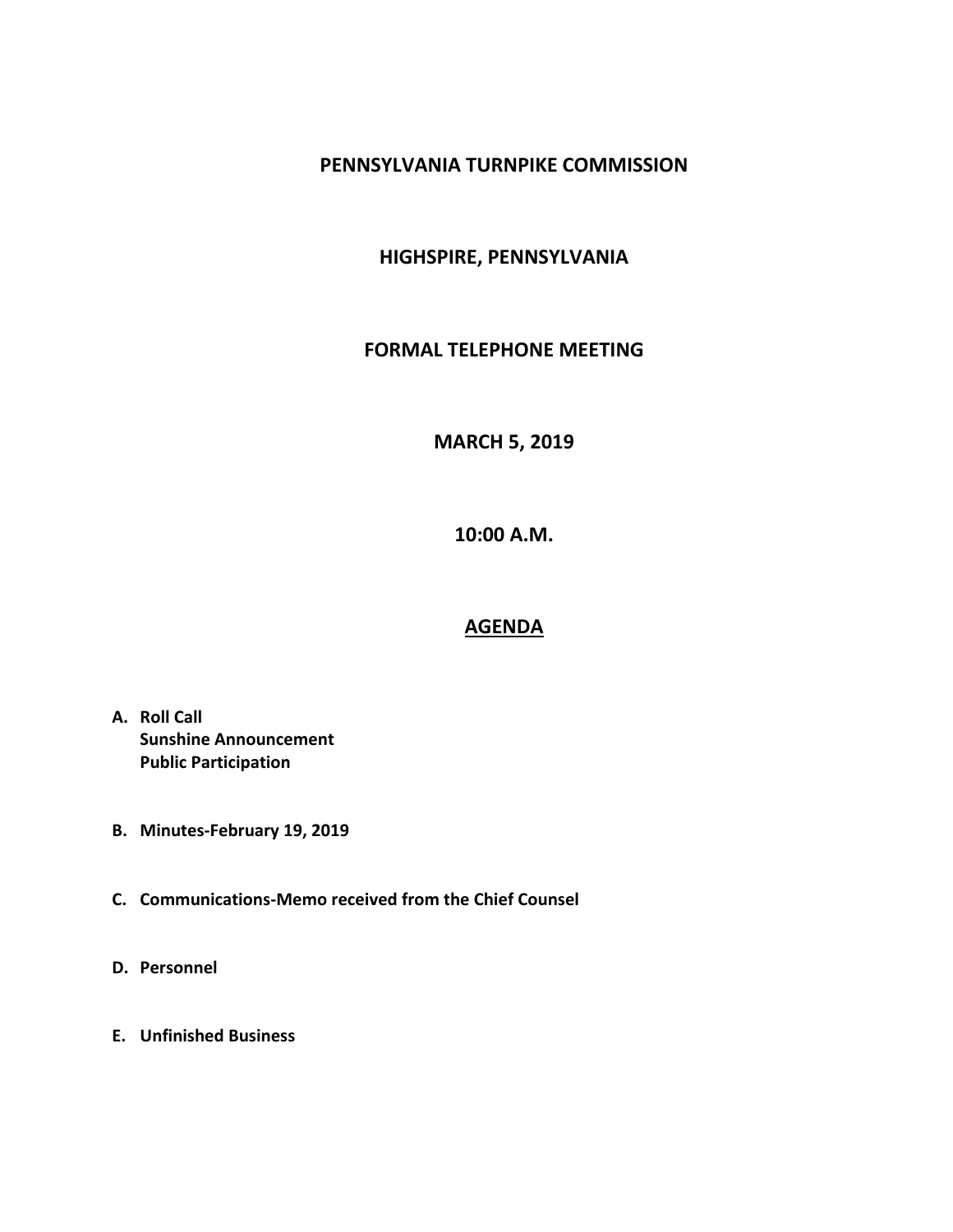# PENNSYLVANIA TURNPIKE COMMISSION

## HIGHSPIRE, PENNSYLVANIA

## FORMAL TELEPHONE MEETING

## MARCH 5, 2019

## 10:00 A.M.

## AGENDA

**A. Roll Call**
**Sunshine Announcement**
**Public Participation**

**B. Minutes-February 19, 2019**

**C. Communications-Memo received from the Chief Counsel**

**D. Personnel**

**E. Unfinished Business**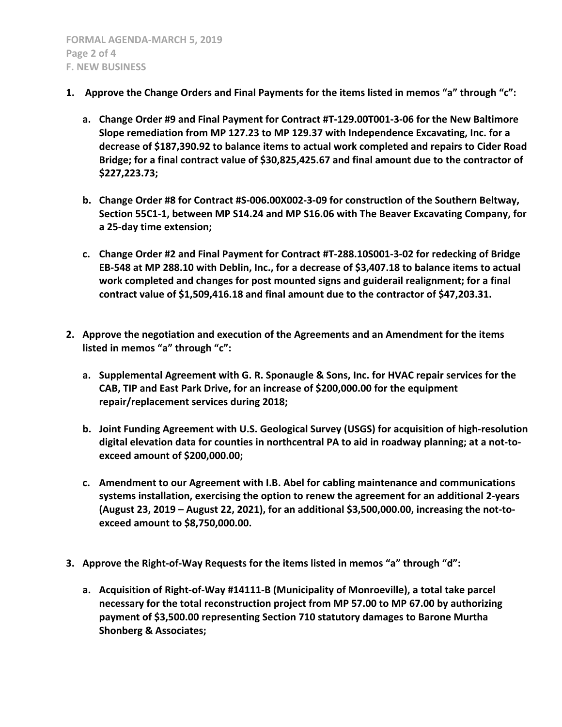**1. Approve the Change Orders and Final Payments for the items listed in memos "a" through "c":**

- **a. Change Order #9 and Final Payment for Contract #T-129.00T001-3-06 for the New Baltimore Slope remediation from MP 127.23 to MP 129.37 with Independence Excavating, Inc. for a decrease of $187,390.92 to balance items to actual work completed and repairs to Cider Road Bridge; for a final contract value of $30,825,425.67 and final amount due to the contractor of $227,223.73;**

- **b. Change Order #8 for Contract #S-006.00X002-3-09 for construction of the Southern Beltway, Section 55C1-1, between MP S14.24 and MP S16.06 with The Beaver Excavating Company, for a 25-day time extension;**

- **c. Change Order #2 and Final Payment for Contract #T-288.10S001-3-02 for redecking of Bridge EB-548 at MP 288.10 with Deblin, Inc., for a decrease of $3,407.18 to balance items to actual work completed and changes for post mounted signs and guiderail realignment; for a final contract value of $1,509,416.18 and final amount due to the contractor of $47,203.31.**

**2. Approve the negotiation and execution of the Agreements and an Amendment for the items listed in memos "a" through "c":**

- **a. Supplemental Agreement with G. R. Sponaugle & Sons, Inc. for HVAC repair services for the CAB, TIP and East Park Drive, for an increase of $200,000.00 for the equipment repair/replacement services during 2018;**

- **b. Joint Funding Agreement with U.S. Geological Survey (USGS) for acquisition of high-resolution digital elevation data for counties in northcentral PA to aid in roadway planning; at a not-to-exceed amount of $200,000.00;**

- **c. Amendment to our Agreement with I.B. Abel for cabling maintenance and communications systems installation, exercising the option to renew the agreement for an additional 2-years (August 23, 2019 – August 22, 2021), for an additional $3,500,000.00, increasing the not-to-exceed amount to $8,750,000.00.**

**3. Approve the Right-of-Way Requests for the items listed in memos "a" through "d":**

- **a. Acquisition of Right-of-Way #14111-B (Municipality of Monroeville), a total take parcel necessary for the total reconstruction project from MP 57.00 to MP 67.00 by authorizing payment of $3,500.00 representing Section 710 statutory damages to Barone Murtha Shonberg & Associates;**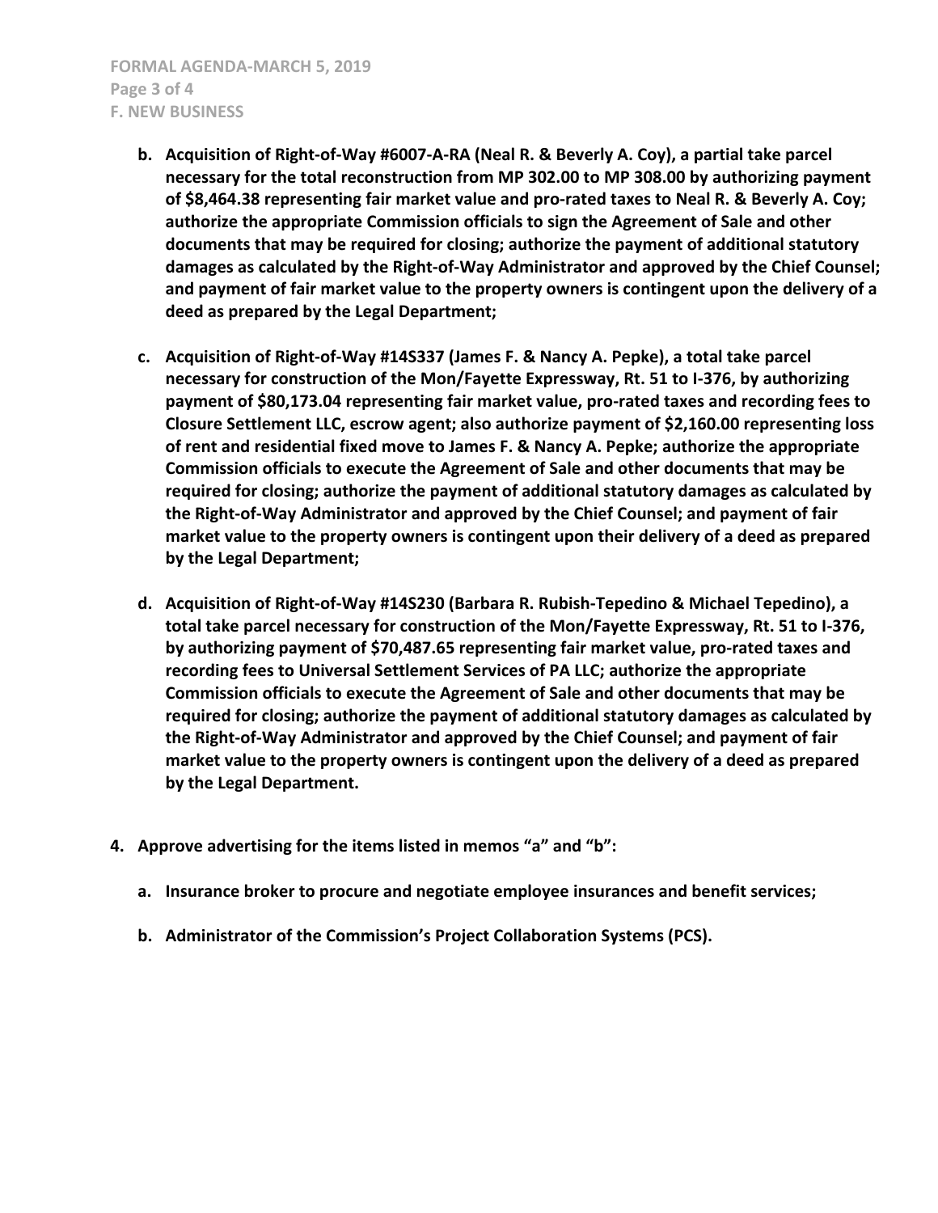- **b. Acquisition of Right-of-Way #6007-A-RA (Neal R. & Beverly A. Coy), a partial take parcel necessary for the total reconstruction from MP 302.00 to MP 308.00 by authorizing payment of $8,464.38 representing fair market value and pro-rated taxes to Neal R. & Beverly A. Coy; authorize the appropriate Commission officials to sign the Agreement of Sale and other documents that may be required for closing; authorize the payment of additional statutory damages as calculated by the Right-of-Way Administrator and approved by the Chief Counsel; and payment of fair market value to the property owners is contingent upon the delivery of a deed as prepared by the Legal Department;**

- **c. Acquisition of Right-of-Way #14S337 (James F. & Nancy A. Pepke), a total take parcel necessary for construction of the Mon/Fayette Expressway, Rt. 51 to I-376, by authorizing payment of $80,173.04 representing fair market value, pro-rated taxes and recording fees to Closure Settlement LLC, escrow agent; also authorize payment of $2,160.00 representing loss of rent and residential fixed move to James F. & Nancy A. Pepke; authorize the appropriate Commission officials to execute the Agreement of Sale and other documents that may be required for closing; authorize the payment of additional statutory damages as calculated by the Right-of-Way Administrator and approved by the Chief Counsel; and payment of fair market value to the property owners is contingent upon their delivery of a deed as prepared by the Legal Department;**

- **d. Acquisition of Right-of-Way #14S230 (Barbara R. Rubish-Tepedino & Michael Tepedino), a total take parcel necessary for construction of the Mon/Fayette Expressway, Rt. 51 to I-376, by authorizing payment of $70,487.65 representing fair market value, pro-rated taxes and recording fees to Universal Settlement Services of PA LLC; authorize the appropriate Commission officials to execute the Agreement of Sale and other documents that may be required for closing; authorize the payment of additional statutory damages as calculated by the Right-of-Way Administrator and approved by the Chief Counsel; and payment of fair market value to the property owners is contingent upon the delivery of a deed as prepared by the Legal Department.**

**4. Approve advertising for the items listed in memos "a" and "b":**

- **a. Insurance broker to procure and negotiate employee insurances and benefit services;**

- **b. Administrator of the Commission's Project Collaboration Systems (PCS).**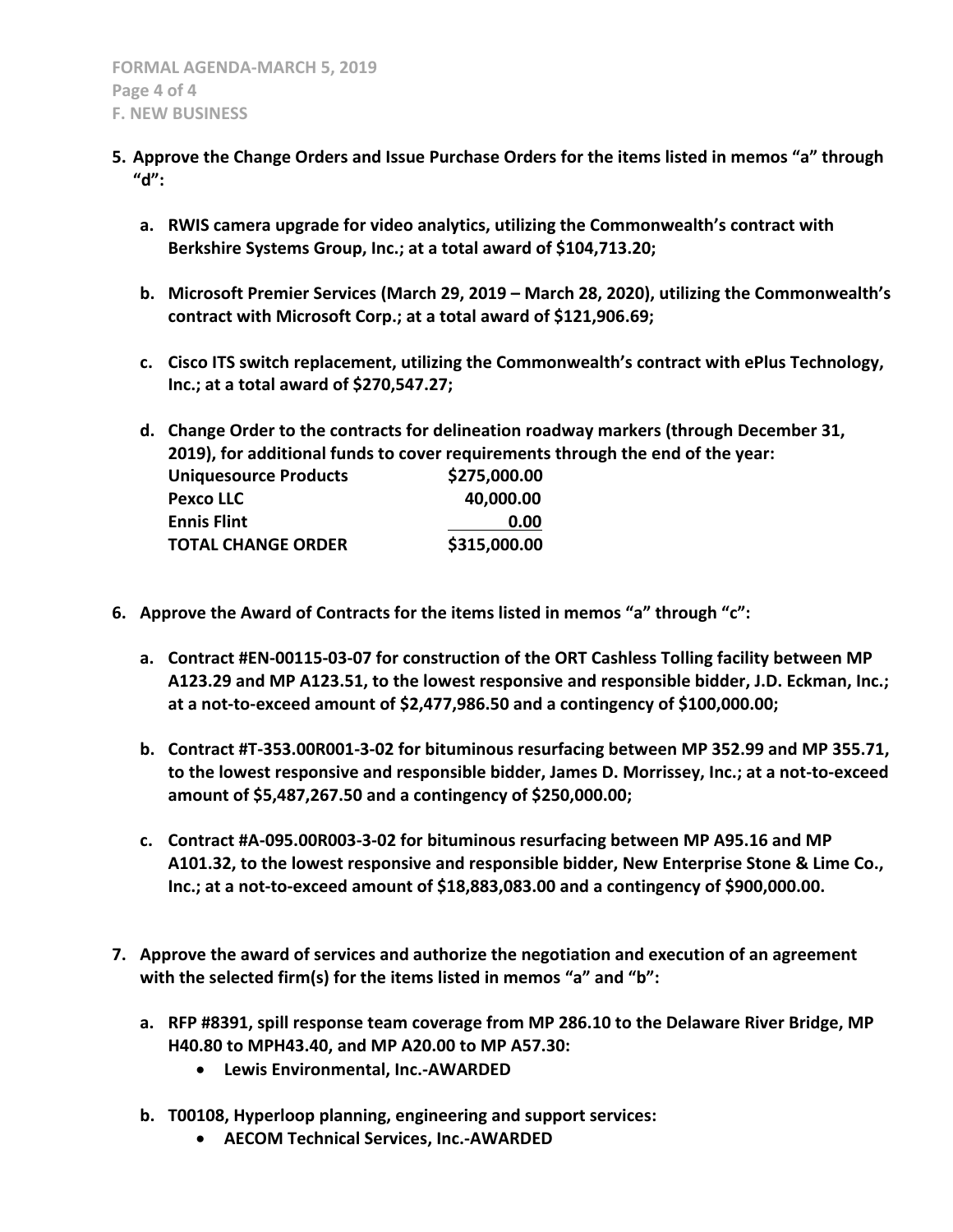**5. Approve the Change Orders and Issue Purchase Orders for the items listed in memos "a" through "d":**

**a. RWIS camera upgrade for video analytics, utilizing the Commonwealth's contract with Berkshire Systems Group, Inc.; at a total award of $104,713.20;**

**b. Microsoft Premier Services (March 29, 2019 – March 28, 2020), utilizing the Commonwealth's contract with Microsoft Corp.; at a total award of $121,906.69;**

**c. Cisco ITS switch replacement, utilizing the Commonwealth's contract with ePlus Technology, Inc.; at a total award of $270,547.27;**

**d. Change Order to the contracts for delineation roadway markers (through December 31, 2019), for additional funds to cover requirements through the end of the year:**

| | |
|---|---|
| **Uniquesource Products** | **$275,000.00** |
| **Pexco LLC** | **40,000.00** |
| **Ennis Flint** | **0.00** |
| **TOTAL CHANGE ORDER** | **$315,000.00** |

**6. Approve the Award of Contracts for the items listed in memos "a" through "c":**

**a. Contract #EN-00115-03-07 for construction of the ORT Cashless Tolling facility between MP A123.29 and MP A123.51, to the lowest responsive and responsible bidder, J.D. Eckman, Inc.; at a not-to-exceed amount of $2,477,986.50 and a contingency of $100,000.00;**

**b. Contract #T-353.00R001-3-02 for bituminous resurfacing between MP 352.99 and MP 355.71, to the lowest responsive and responsible bidder, James D. Morrissey, Inc.; at a not-to-exceed amount of $5,487,267.50 and a contingency of $250,000.00;**

**c. Contract #A-095.00R003-3-02 for bituminous resurfacing between MP A95.16 and MP A101.32, to the lowest responsive and responsible bidder, New Enterprise Stone & Lime Co., Inc.; at a not-to-exceed amount of $18,883,083.00 and a contingency of $900,000.00.**

**7. Approve the award of services and authorize the negotiation and execution of an agreement with the selected firm(s) for the items listed in memos "a" and "b":**

**a. RFP #8391, spill response team coverage from MP 286.10 to the Delaware River Bridge, MP H40.80 to MPH43.40, and MP A20.00 to MP A57.30:**
- **Lewis Environmental, Inc.-AWARDED**

**b. T00108, Hyperloop planning, engineering and support services:**
- **AECOM Technical Services, Inc.-AWARDED**